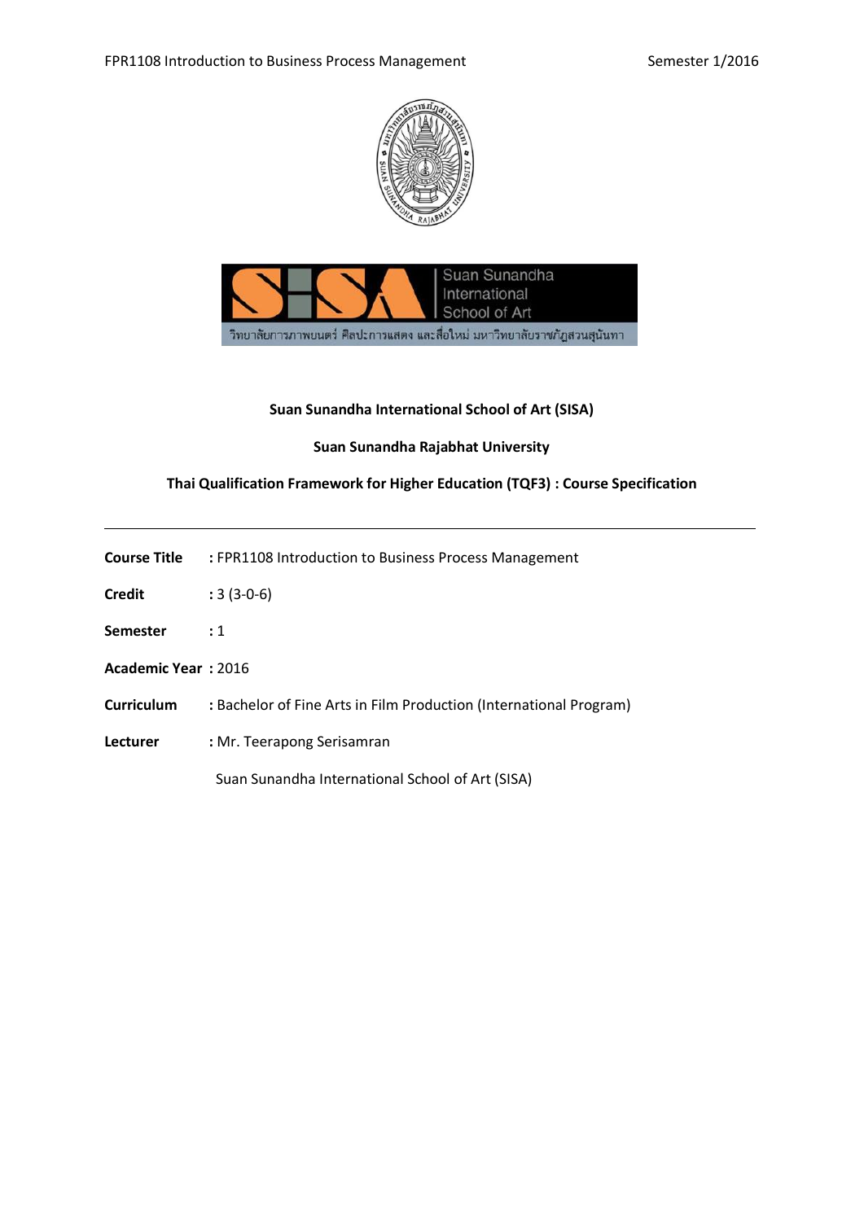**Suan Sunandha International School of Art (SISA)**

**Suan Sunandha Rajabhat University**

**Thai Qualification Framework for Higher Education (TQF3) : Course Specification**

---

**Course Title** : FPR1108 Introduction to Business Process Management

**Credit** : 3 (3-0-6)

**Semester** : 1

**Academic Year** : 2016

**Curriculum** : Bachelor of Fine Arts in Film Production (International Program)

**Lecturer** : Mr. Teerapong Serisamran

Suan Sunandha International School of Art (SISA)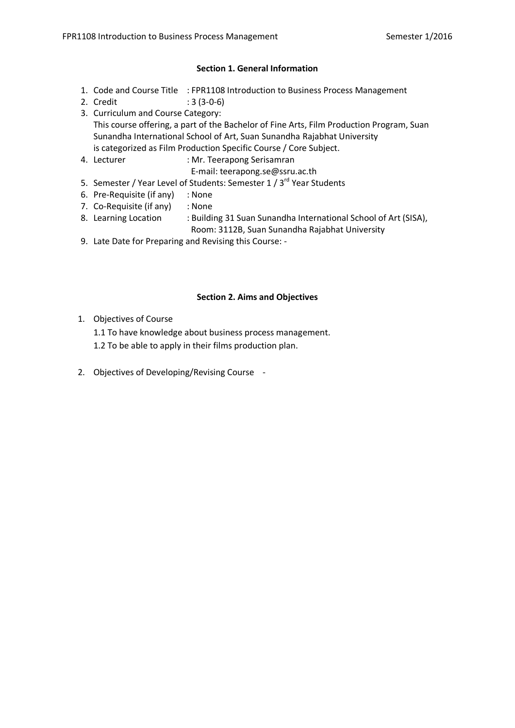## Section 1. General Information

1. Code and Course Title : FPR1108 Introduction to Business Process Management
2. Credit : 3 (3-0-6)
3. Curriculum and Course Category:
   This course offering, a part of the Bachelor of Fine Arts, Film Production Program, Suan Sunandha International School of Art, Suan Sunandha Rajabhat University is categorized as Film Production Specific Course / Core Subject.
4. Lecturer : Mr. Teerapong Serisamran
   E-mail: teerapong.se@ssru.ac.th
5. Semester / Year Level of Students: Semester 1 / 3rd Year Students
6. Pre-Requisite (if any) : None
7. Co-Requisite (if any) : None
8. Learning Location : Building 31 Suan Sunandha International School of Art (SISA), Room: 3112B, Suan Sunandha Rajabhat University
9. Late Date for Preparing and Revising this Course: -

## Section 2. Aims and Objectives

1. Objectives of Course
   1.1 To have knowledge about business process management.
   1.2 To be able to apply in their films production plan.
2. Objectives of Developing/Revising Course -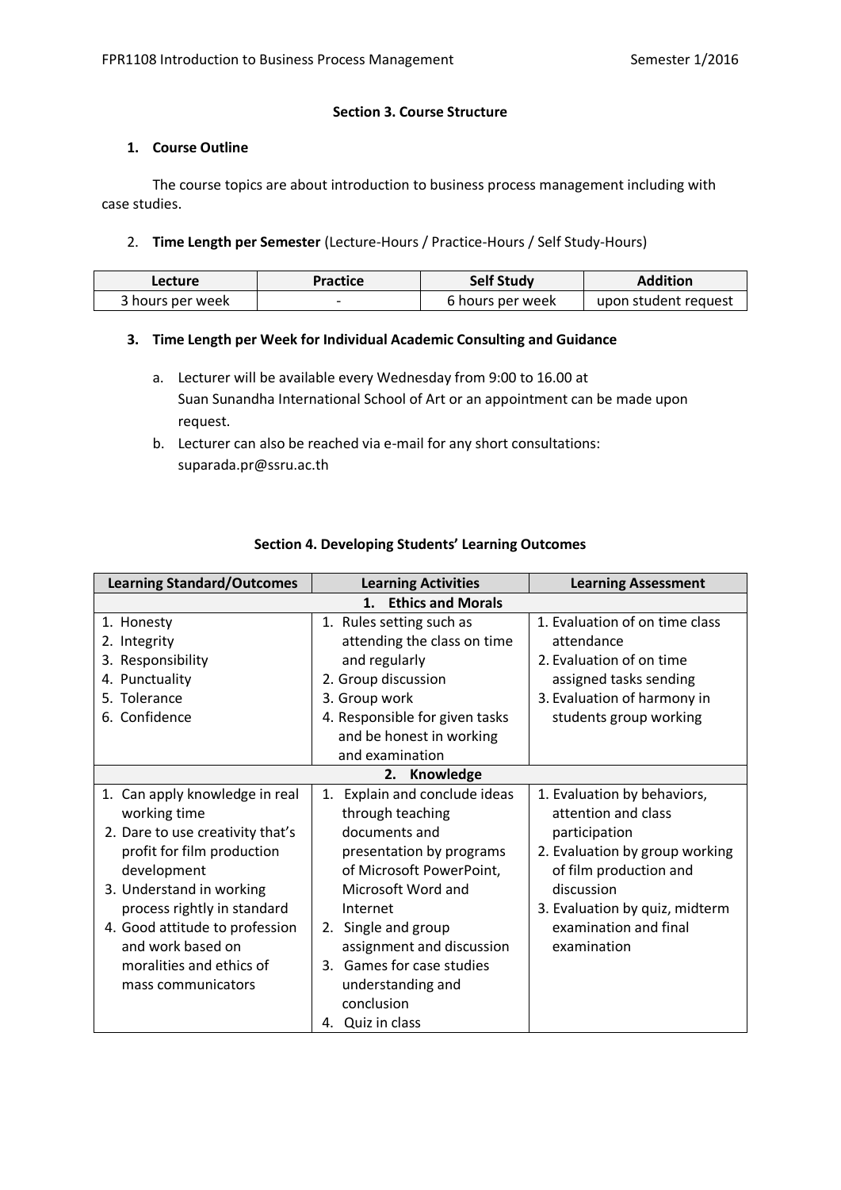**Section 3. Course Structure**

**1. Course Outline**

The course topics are about introduction to business process management including with case studies.

2. **Time Length per Semester** (Lecture-Hours / Practice-Hours / Self Study-Hours)

| Lecture | Practice | Self Study | Addition |
|---|---|---|---|
| 3 hours per week | - | 6 hours per week | upon student request |

**3. Time Length per Week for Individual Academic Consulting and Guidance**

a. Lecturer will be available every Wednesday from 9:00 to 16.00 at Suan Sunandha International School of Art or an appointment can be made upon request.

b. Lecturer can also be reached via e-mail for any short consultations: suparada.pr@ssru.ac.th

**Section 4. Developing Students' Learning Outcomes**

| Learning Standard/Outcomes | Learning Activities | Learning Assessment |
|---|---|---|
| **1. Ethics and Morals** | | |
| 1. Honesty<br>2. Integrity<br>3. Responsibility<br>4. Punctuality<br>5. Tolerance<br>6. Confidence | 1. Rules setting such as attending the class on time and regularly<br>2. Group discussion<br>3. Group work<br>4. Responsible for given tasks and be honest in working and examination | 1. Evaluation of on time class attendance<br>2. Evaluation of on time assigned tasks sending<br>3. Evaluation of harmony in students group working |
| **2. Knowledge** | | |
| 1. Can apply knowledge in real working time<br>2. Dare to use creativity that's profit for film production development<br>3. Understand in working process rightly in standard<br>4. Good attitude to profession and work based on moralities and ethics of mass communicators | 1. Explain and conclude ideas through teaching documents and presentation by programs of Microsoft PowerPoint, Microsoft Word and Internet<br>2. Single and group assignment and discussion<br>3. Games for case studies understanding and conclusion<br>4. Quiz in class | 1. Evaluation by behaviors, attention and class participation<br>2. Evaluation by group working of film production and discussion<br>3. Evaluation by quiz, midterm examination and final examination |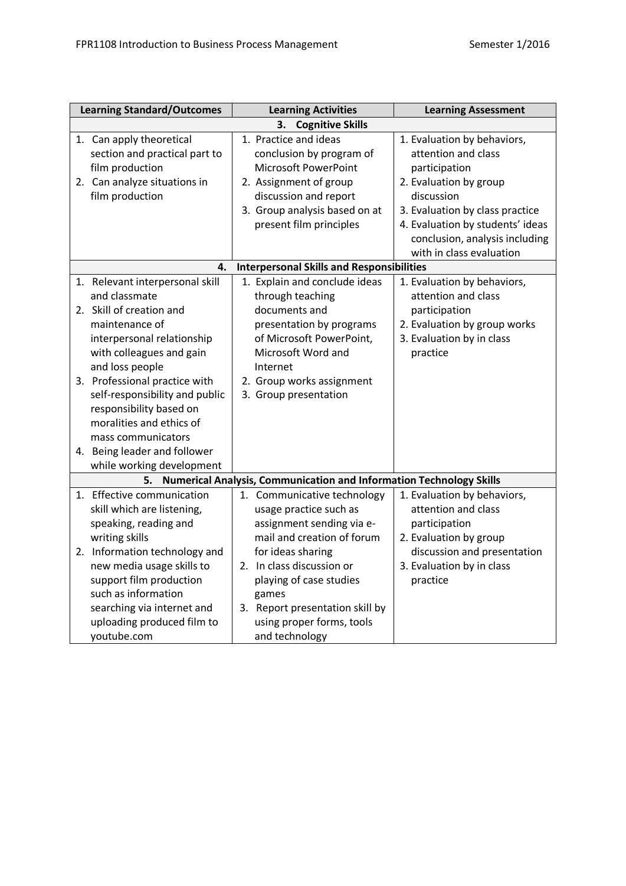| Learning Standard/Outcomes | Learning Activities | Learning Assessment |
|---|---|---|
| **3. Cognitive Skills** | | |
| 1. Can apply theoretical section and practical part to film production<br>2. Can analyze situations in film production | 1. Practice and ideas conclusion by program of Microsoft PowerPoint<br>2. Assignment of group discussion and report<br>3. Group analysis based on at present film principles | 1. Evaluation by behaviors, attention and class participation<br>2. Evaluation by group discussion<br>3. Evaluation by class practice<br>4. Evaluation by students' ideas conclusion, analysis including with in class evaluation |
| **4. Interpersonal Skills and Responsibilities** | | |
| 1. Relevant interpersonal skill and classmate<br>2. Skill of creation and maintenance of interpersonal relationship with colleagues and gain and loss people<br>3. Professional practice with self-responsibility and public responsibility based on moralities and ethics of mass communicators<br>4. Being leader and follower while working development | 1. Explain and conclude ideas through teaching documents and presentation by programs of Microsoft PowerPoint, Microsoft Word and Internet<br>2. Group works assignment<br>3. Group presentation | 1. Evaluation by behaviors, attention and class participation<br>2. Evaluation by group works<br>3. Evaluation by in class practice |
| **5. Numerical Analysis, Communication and Information Technology Skills** | | |
| 1. Effective communication skill which are listening, speaking, reading and writing skills<br>2. Information technology and new media usage skills to support film production such as information searching via internet and uploading produced film to youtube.com | 1. Communicative technology usage practice such as assignment sending via e-mail and creation of forum for ideas sharing<br>2. In class discussion or playing of case studies games<br>3. Report presentation skill by using proper forms, tools and technology | 1. Evaluation by behaviors, attention and class participation<br>2. Evaluation by group discussion and presentation<br>3. Evaluation by in class practice |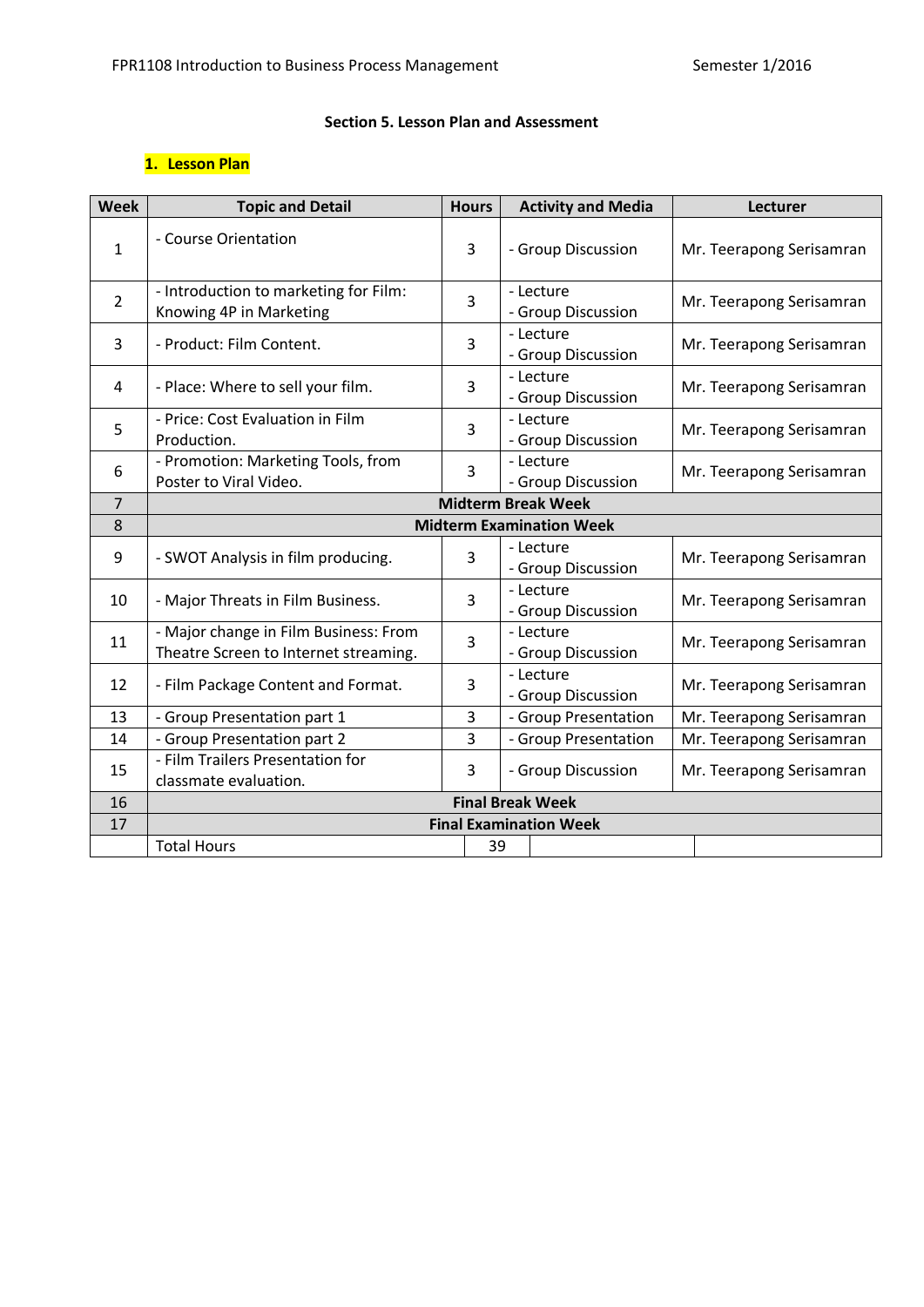## Section 5. Lesson Plan and Assessment

### 1. Lesson Plan

| Week | Topic and Detail | Hours | Activity and Media | Lecturer |
|---|---|---|---|---|
| 1 | - Course Orientation | 3 | - Group Discussion | Mr. Teerapong Serisamran |
| 2 | - Introduction to marketing for Film: Knowing 4P in Marketing | 3 | - Lecture<br>- Group Discussion | Mr. Teerapong Serisamran |
| 3 | - Product: Film Content. | 3 | - Lecture<br>- Group Discussion | Mr. Teerapong Serisamran |
| 4 | - Place: Where to sell your film. | 3 | - Lecture<br>- Group Discussion | Mr. Teerapong Serisamran |
| 5 | - Price: Cost Evaluation in Film Production. | 3 | - Lecture<br>- Group Discussion | Mr. Teerapong Serisamran |
| 6 | - Promotion: Marketing Tools, from Poster to Viral Video. | 3 | - Lecture<br>- Group Discussion | Mr. Teerapong Serisamran |
| 7 | **Midterm Break Week** | | | |
| 8 | **Midterm Examination Week** | | | |
| 9 | - SWOT Analysis in film producing. | 3 | - Lecture<br>- Group Discussion | Mr. Teerapong Serisamran |
| 10 | - Major Threats in Film Business. | 3 | - Lecture<br>- Group Discussion | Mr. Teerapong Serisamran |
| 11 | - Major change in Film Business: From Theatre Screen to Internet streaming. | 3 | - Lecture<br>- Group Discussion | Mr. Teerapong Serisamran |
| 12 | - Film Package Content and Format. | 3 | - Lecture<br>- Group Discussion | Mr. Teerapong Serisamran |
| 13 | - Group Presentation part 1 | 3 | - Group Presentation | Mr. Teerapong Serisamran |
| 14 | - Group Presentation part 2 | 3 | - Group Presentation | Mr. Teerapong Serisamran |
| 15 | - Film Trailers Presentation for classmate evaluation. | 3 | - Group Discussion | Mr. Teerapong Serisamran |
| 16 | **Final Break Week** | | | |
| 17 | **Final Examination Week** | | | |
| | Total Hours | 39 | | |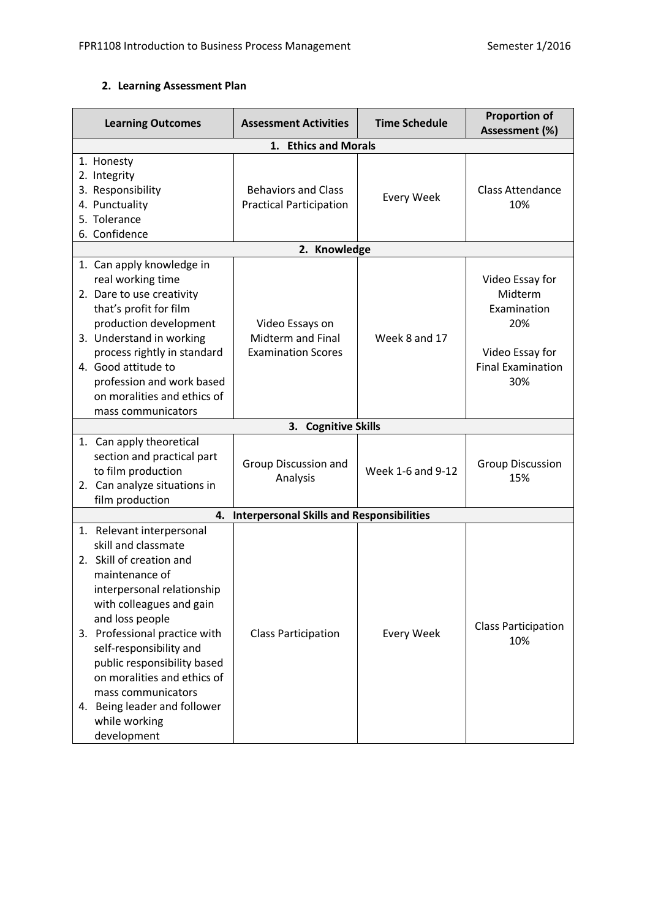## 2. Learning Assessment Plan

| Learning Outcomes | Assessment Activities | Time Schedule | Proportion of Assessment (%) |
|---|---|---|---|
| **1. Ethics and Morals** | | | |
| 1. Honesty<br>2. Integrity<br>3. Responsibility<br>4. Punctuality<br>5. Tolerance<br>6. Confidence | Behaviors and Class Practical Participation | Every Week | Class Attendance 10% |
| **2. Knowledge** | | | |
| 1. Can apply knowledge in real working time<br>2. Dare to use creativity that's profit for film production development<br>3. Understand in working process rightly in standard<br>4. Good attitude to profession and work based on moralities and ethics of mass communicators | Video Essays on Midterm and Final Examination Scores | Week 8 and 17 | Video Essay for Midterm Examination 20%<br><br>Video Essay for Final Examination 30% |
| **3. Cognitive Skills** | | | |
| 1. Can apply theoretical section and practical part to film production<br>2. Can analyze situations in film production | Group Discussion and Analysis | Week 1-6 and 9-12 | Group Discussion 15% |
| **4. Interpersonal Skills and Responsibilities** | | | |
| 1. Relevant interpersonal skill and classmate<br>2. Skill of creation and maintenance of interpersonal relationship with colleagues and gain and loss people<br>3. Professional practice with self-responsibility and public responsibility based on moralities and ethics of mass communicators<br>4. Being leader and follower while working development | Class Participation | Every Week | Class Participation 10% |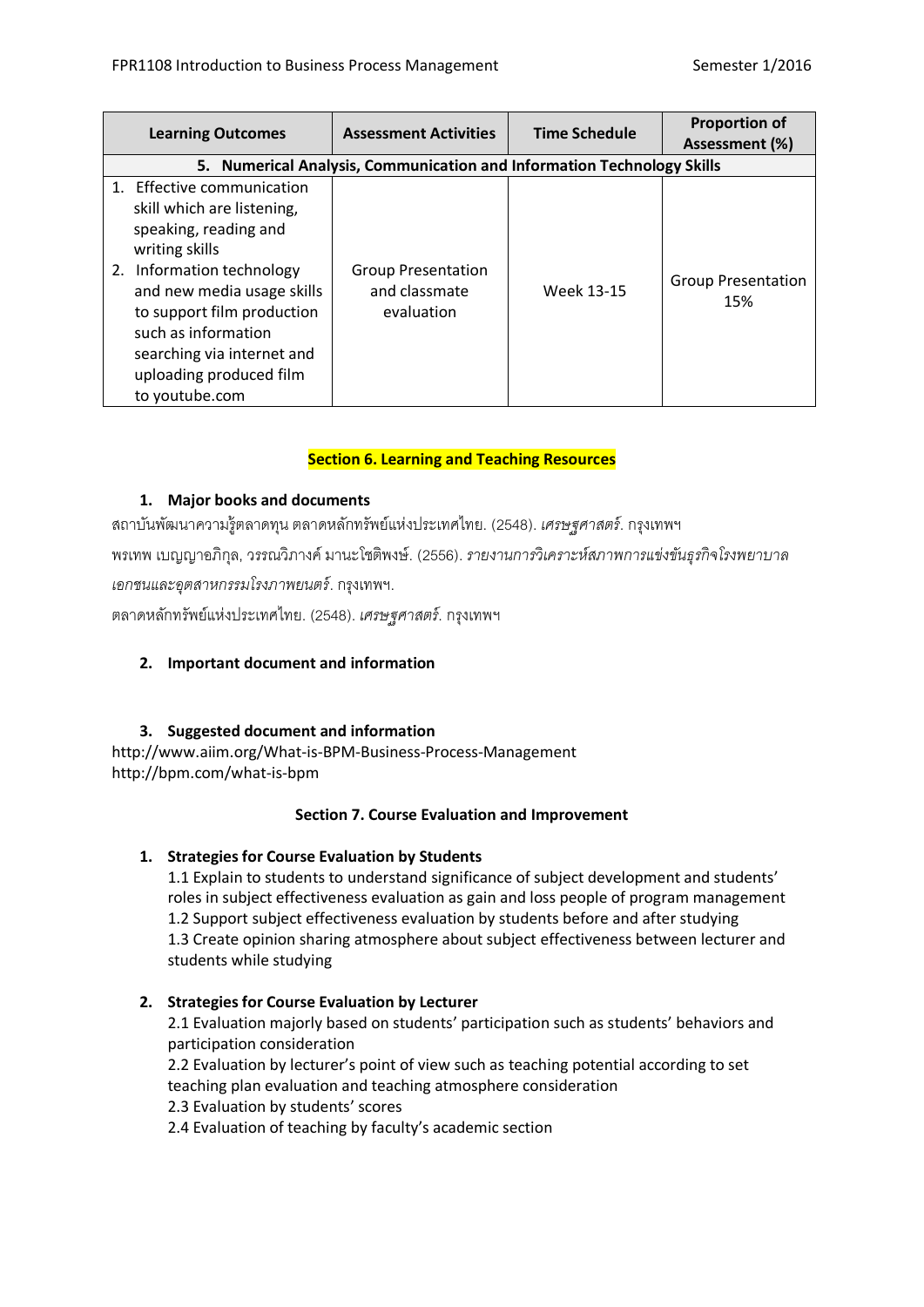| Learning Outcomes | Assessment Activities | Time Schedule | Proportion of Assessment (%) |
|---|---|---|---|
| **5. Numerical Analysis, Communication and Information Technology Skills** | | | |
| 1. Effective communication skill which are listening, speaking, reading and writing skills<br>2. Information technology and new media usage skills to support film production such as information searching via internet and uploading produced film to youtube.com | Group Presentation and classmate evaluation | Week 13-15 | Group Presentation 15% |

## Section 6. Learning and Teaching Resources

### 1. Major books and documents

สถาบันพัฒนาความรู้ตลาดทุน ตลาดหลักทรัพย์แห่งประเทศไทย. (2548). *เศรษฐศาสตร์*. กรุงเทพฯ

พรเทพ เบญญาอภิกุล, วรรณวิภางค์ มานะโชติพงษ์. (2556). *รายงานการวิเคราะห์สภาพการแข่งขันธุรกิจโรงพยาบาลเอกชนและอุตสาหกรรมโรงภาพยนตร์*. กรุงเทพฯ.

ตลาดหลักทรัพย์แห่งประเทศไทย. (2548). *เศรษฐศาสตร์*. กรุงเทพฯ

### 2. Important document and information

### 3. Suggested document and information

http://www.aiim.org/What-is-BPM-Business-Process-Management
http://bpm.com/what-is-bpm

## Section 7. Course Evaluation and Improvement

### 1. Strategies for Course Evaluation by Students

1.1 Explain to students to understand significance of subject development and students' roles in subject effectiveness evaluation as gain and loss people of program management
1.2 Support subject effectiveness evaluation by students before and after studying
1.3 Create opinion sharing atmosphere about subject effectiveness between lecturer and students while studying

### 2. Strategies for Course Evaluation by Lecturer

2.1 Evaluation majorly based on students' participation such as students' behaviors and participation consideration
2.2 Evaluation by lecturer's point of view such as teaching potential according to set teaching plan evaluation and teaching atmosphere consideration
2.3 Evaluation by students' scores
2.4 Evaluation of teaching by faculty's academic section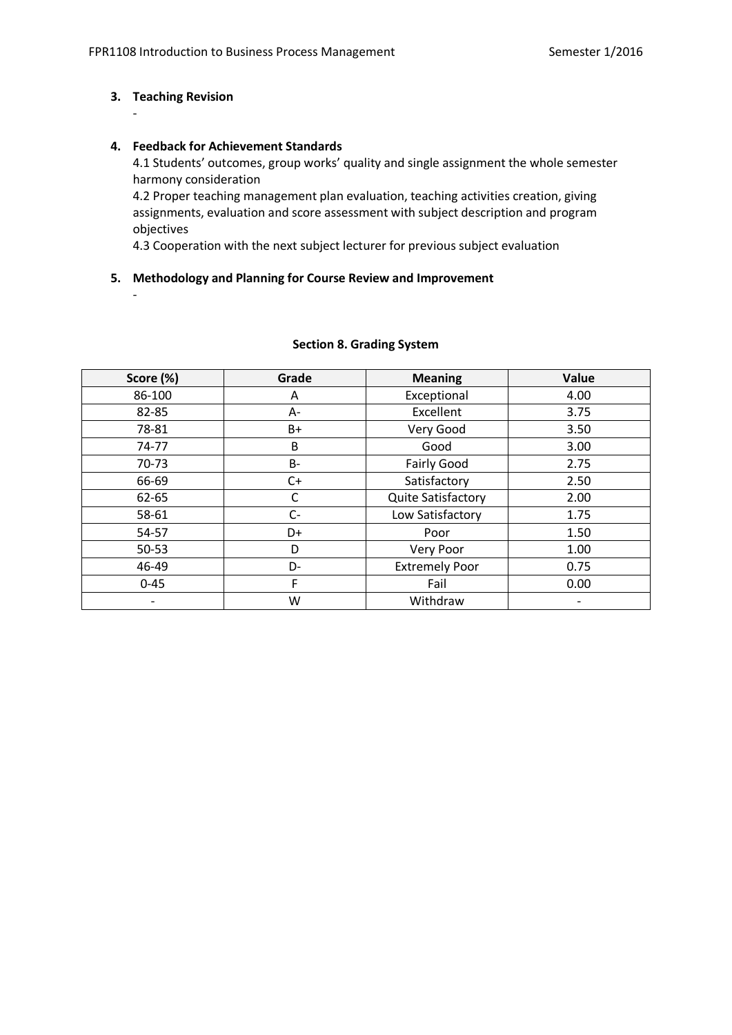**3. Teaching Revision**

-

**4. Feedback for Achievement Standards**

4.1 Students' outcomes, group works' quality and single assignment the whole semester harmony consideration

4.2 Proper teaching management plan evaluation, teaching activities creation, giving assignments, evaluation and score assessment with subject description and program objectives

4.3 Cooperation with the next subject lecturer for previous subject evaluation

**5. Methodology and Planning for Course Review and Improvement**

-

## Section 8. Grading System

| Score (%) | Grade | Meaning | Value |
|---|---|---|---|
| 86-100 | A | Exceptional | 4.00 |
| 82-85 | A- | Excellent | 3.75 |
| 78-81 | B+ | Very Good | 3.50 |
| 74-77 | B | Good | 3.00 |
| 70-73 | B- | Fairly Good | 2.75 |
| 66-69 | C+ | Satisfactory | 2.50 |
| 62-65 | C | Quite Satisfactory | 2.00 |
| 58-61 | C- | Low Satisfactory | 1.75 |
| 54-57 | D+ | Poor | 1.50 |
| 50-53 | D | Very Poor | 1.00 |
| 46-49 | D- | Extremely Poor | 0.75 |
| 0-45 | F | Fail | 0.00 |
| - | W | Withdraw | - |